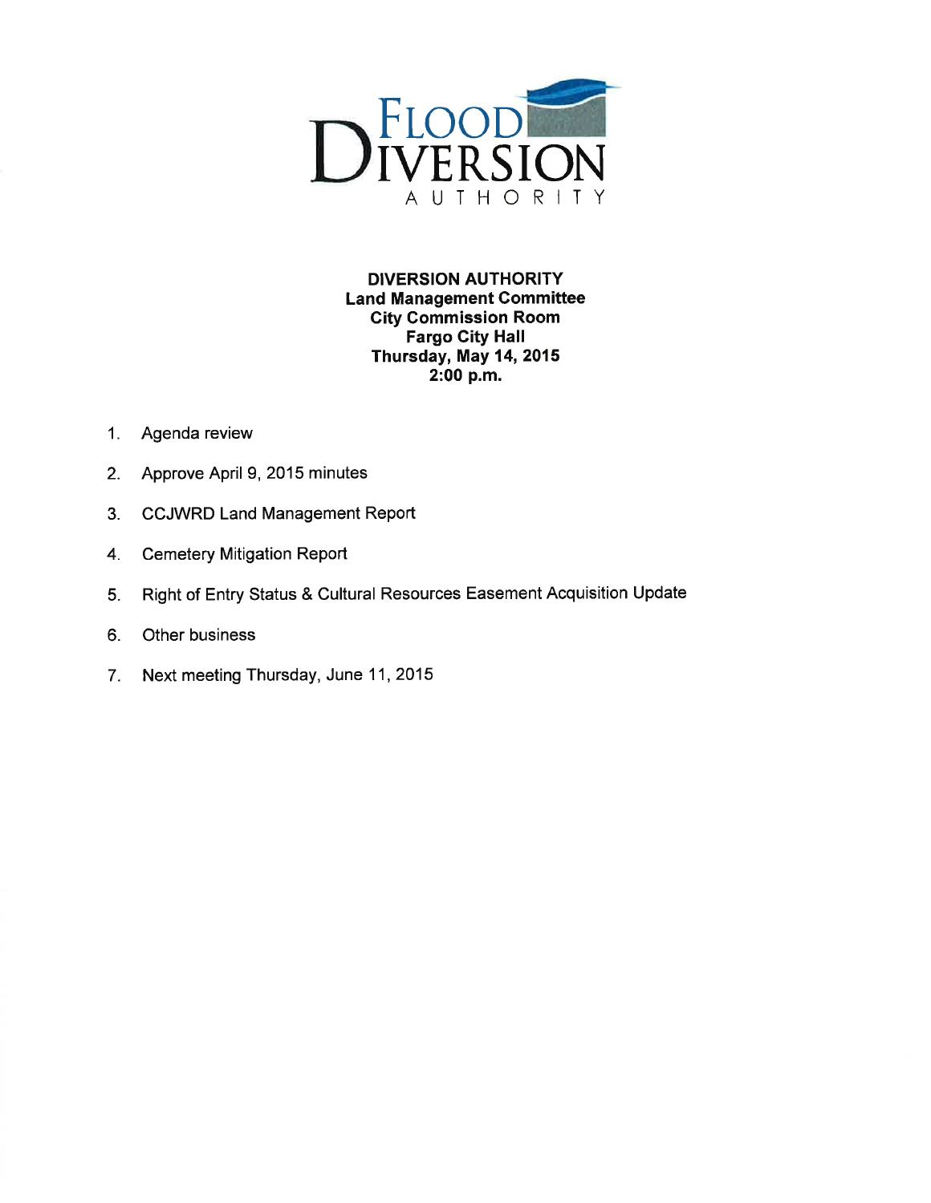# FLOOD DIVERSION AUTHORITY

**DIVERSION AUTHORITY**
**Land Management Committee**
**City Commission Room**
**Fargo City Hall**
**Thursday, May 14, 2015**
**2:00 p.m.**

1. Agenda review
2. Approve April 9, 2015 minutes
3. CCJWRD Land Management Report
4. Cemetery Mitigation Report
5. Right of Entry Status & Cultural Resources Easement Acquisition Update
6. Other business
7. Next meeting Thursday, June 11, 2015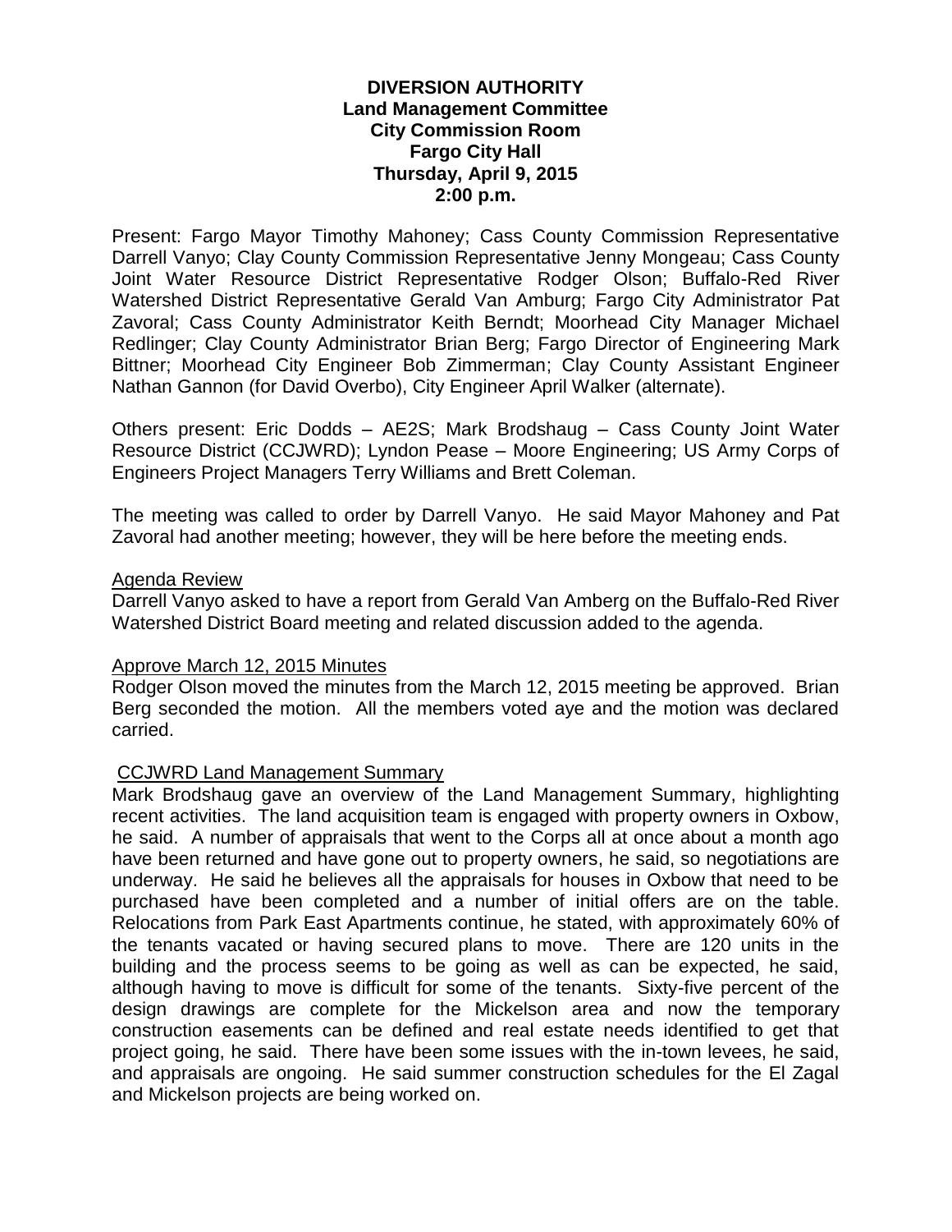**DIVERSION AUTHORITY**
**Land Management Committee**
**City Commission Room**
**Fargo City Hall**
**Thursday, April 9, 2015**
**2:00 p.m.**

Present: Fargo Mayor Timothy Mahoney; Cass County Commission Representative Darrell Vanyo; Clay County Commission Representative Jenny Mongeau; Cass County Joint Water Resource District Representative Rodger Olson; Buffalo-Red River Watershed District Representative Gerald Van Amburg; Fargo City Administrator Pat Zavoral; Cass County Administrator Keith Berndt; Moorhead City Manager Michael Redlinger; Clay County Administrator Brian Berg; Fargo Director of Engineering Mark Bittner; Moorhead City Engineer Bob Zimmerman; Clay County Assistant Engineer Nathan Gannon (for David Overbo), City Engineer April Walker (alternate).

Others present: Eric Dodds – AE2S; Mark Brodshaug – Cass County Joint Water Resource District (CCJWRD); Lyndon Pease – Moore Engineering; US Army Corps of Engineers Project Managers Terry Williams and Brett Coleman.

The meeting was called to order by Darrell Vanyo. He said Mayor Mahoney and Pat Zavoral had another meeting; however, they will be here before the meeting ends.

Agenda Review

Darrell Vanyo asked to have a report from Gerald Van Amberg on the Buffalo-Red River Watershed District Board meeting and related discussion added to the agenda.

Approve March 12, 2015 Minutes

Rodger Olson moved the minutes from the March 12, 2015 meeting be approved. Brian Berg seconded the motion. All the members voted aye and the motion was declared carried.

CCJWRD Land Management Summary

Mark Brodshaug gave an overview of the Land Management Summary, highlighting recent activities. The land acquisition team is engaged with property owners in Oxbow, he said. A number of appraisals that went to the Corps all at once about a month ago have been returned and have gone out to property owners, he said, so negotiations are underway. He said he believes all the appraisals for houses in Oxbow that need to be purchased have been completed and a number of initial offers are on the table. Relocations from Park East Apartments continue, he stated, with approximately 60% of the tenants vacated or having secured plans to move. There are 120 units in the building and the process seems to be going as well as can be expected, he said, although having to move is difficult for some of the tenants. Sixty-five percent of the design drawings are complete for the Mickelson area and now the temporary construction easements can be defined and real estate needs identified to get that project going, he said. There have been some issues with the in-town levees, he said, and appraisals are ongoing. He said summer construction schedules for the El Zagal and Mickelson projects are being worked on.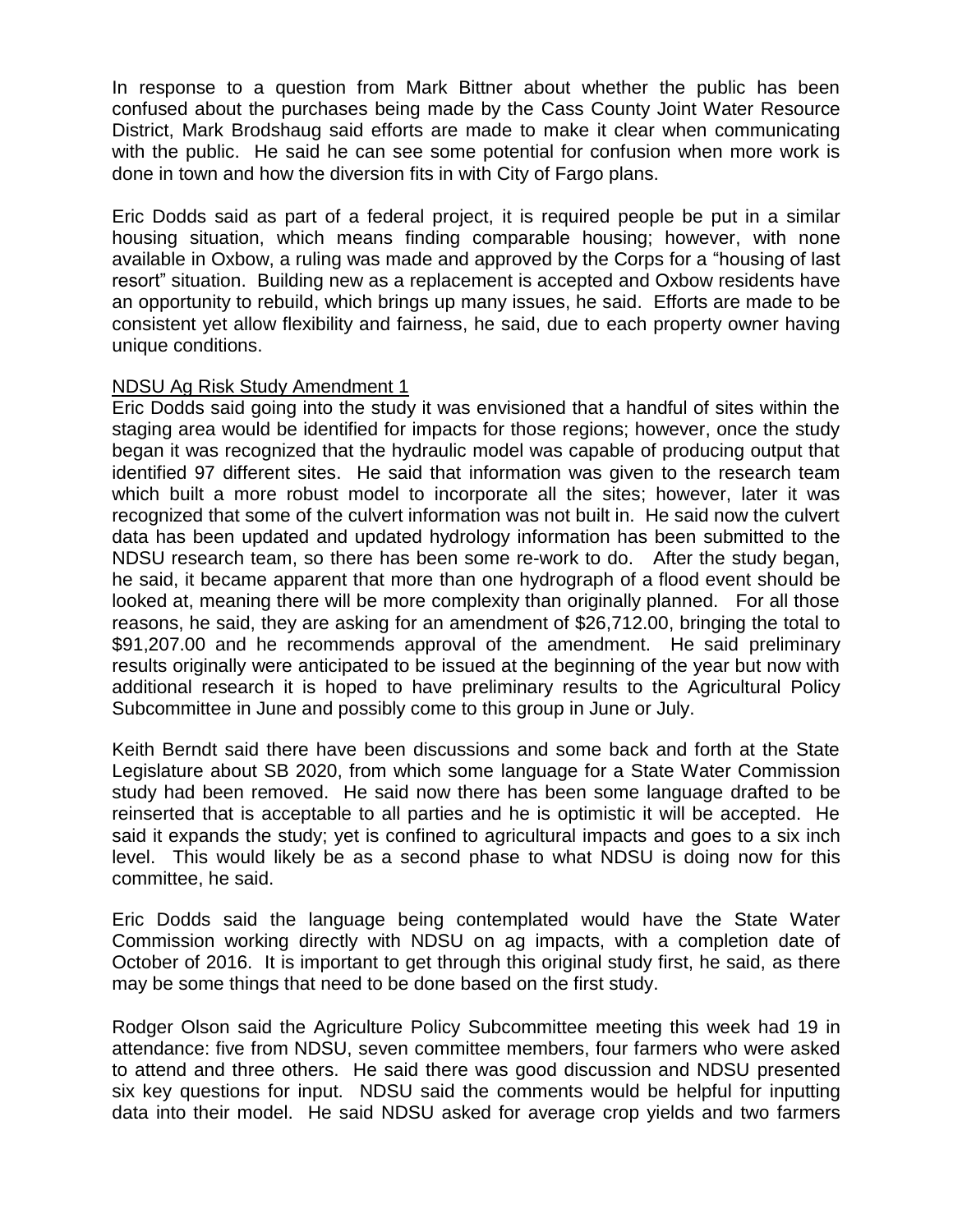In response to a question from Mark Bittner about whether the public has been confused about the purchases being made by the Cass County Joint Water Resource District, Mark Brodshaug said efforts are made to make it clear when communicating with the public. He said he can see some potential for confusion when more work is done in town and how the diversion fits in with City of Fargo plans.

Eric Dodds said as part of a federal project, it is required people be put in a similar housing situation, which means finding comparable housing; however, with none available in Oxbow, a ruling was made and approved by the Corps for a "housing of last resort" situation. Building new as a replacement is accepted and Oxbow residents have an opportunity to rebuild, which brings up many issues, he said. Efforts are made to be consistent yet allow flexibility and fairness, he said, due to each property owner having unique conditions.

<u>NDSU Ag Risk Study Amendment 1</u>

Eric Dodds said going into the study it was envisioned that a handful of sites within the staging area would be identified for impacts for those regions; however, once the study began it was recognized that the hydraulic model was capable of producing output that identified 97 different sites. He said that information was given to the research team which built a more robust model to incorporate all the sites; however, later it was recognized that some of the culvert information was not built in. He said now the culvert data has been updated and updated hydrology information has been submitted to the NDSU research team, so there has been some re-work to do. After the study began, he said, it became apparent that more than one hydrograph of a flood event should be looked at, meaning there will be more complexity than originally planned. For all those reasons, he said, they are asking for an amendment of $26,712.00, bringing the total to $91,207.00 and he recommends approval of the amendment. He said preliminary results originally were anticipated to be issued at the beginning of the year but now with additional research it is hoped to have preliminary results to the Agricultural Policy Subcommittee in June and possibly come to this group in June or July.

Keith Berndt said there have been discussions and some back and forth at the State Legislature about SB 2020, from which some language for a State Water Commission study had been removed. He said now there has been some language drafted to be reinserted that is acceptable to all parties and he is optimistic it will be accepted. He said it expands the study; yet is confined to agricultural impacts and goes to a six inch level. This would likely be as a second phase to what NDSU is doing now for this committee, he said.

Eric Dodds said the language being contemplated would have the State Water Commission working directly with NDSU on ag impacts, with a completion date of October of 2016. It is important to get through this original study first, he said, as there may be some things that need to be done based on the first study.

Rodger Olson said the Agriculture Policy Subcommittee meeting this week had 19 in attendance: five from NDSU, seven committee members, four farmers who were asked to attend and three others. He said there was good discussion and NDSU presented six key questions for input. NDSU said the comments would be helpful for inputting data into their model. He said NDSU asked for average crop yields and two farmers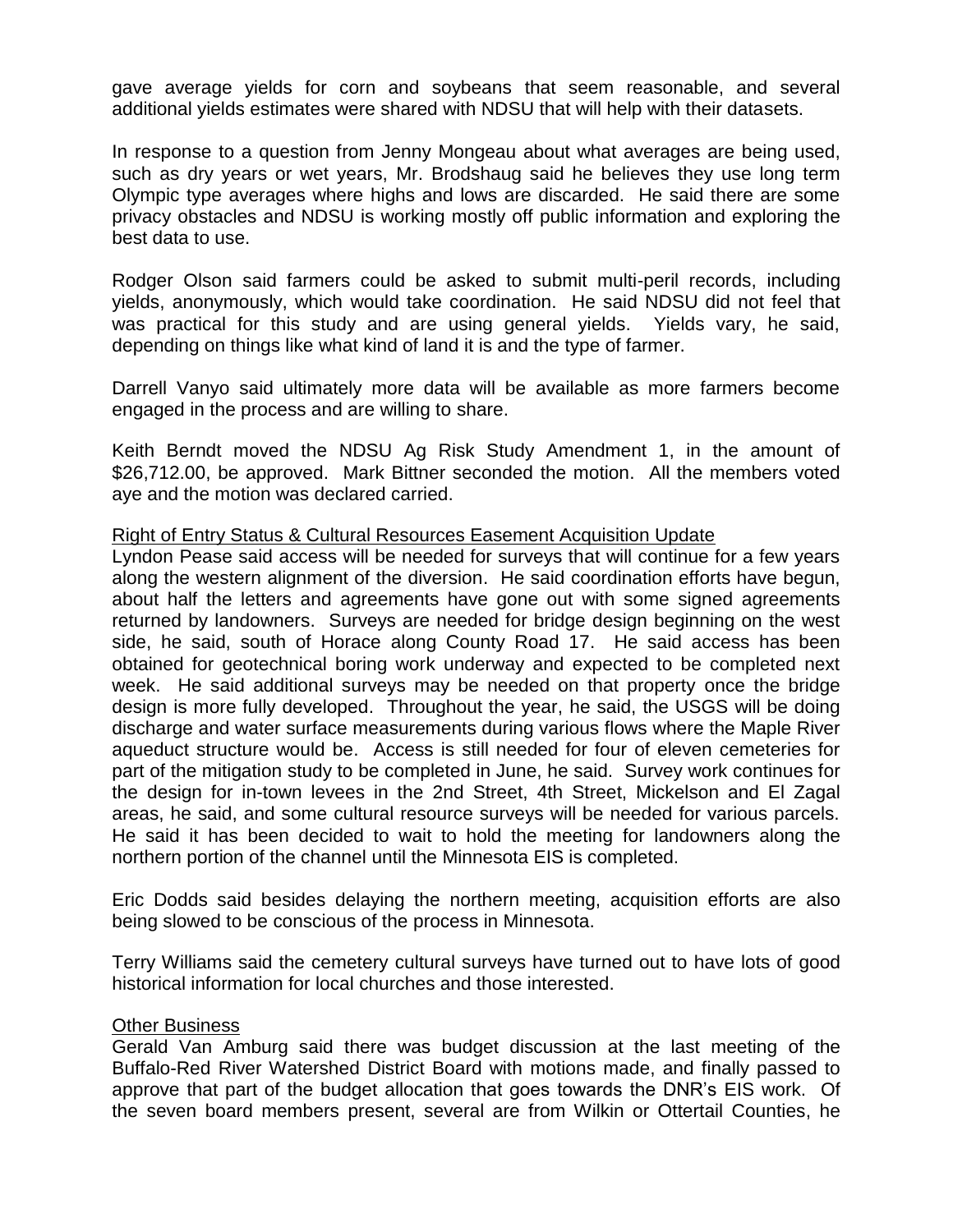gave average yields for corn and soybeans that seem reasonable, and several additional yields estimates were shared with NDSU that will help with their datasets.

In response to a question from Jenny Mongeau about what averages are being used, such as dry years or wet years, Mr. Brodshaug said he believes they use long term Olympic type averages where highs and lows are discarded. He said there are some privacy obstacles and NDSU is working mostly off public information and exploring the best data to use.

Rodger Olson said farmers could be asked to submit multi-peril records, including yields, anonymously, which would take coordination. He said NDSU did not feel that was practical for this study and are using general yields. Yields vary, he said, depending on things like what kind of land it is and the type of farmer.

Darrell Vanyo said ultimately more data will be available as more farmers become engaged in the process and are willing to share.

Keith Berndt moved the NDSU Ag Risk Study Amendment 1, in the amount of $26,712.00, be approved. Mark Bittner seconded the motion. All the members voted aye and the motion was declared carried.

<u>Right of Entry Status & Cultural Resources Easement Acquisition Update</u>

Lyndon Pease said access will be needed for surveys that will continue for a few years along the western alignment of the diversion. He said coordination efforts have begun, about half the letters and agreements have gone out with some signed agreements returned by landowners. Surveys are needed for bridge design beginning on the west side, he said, south of Horace along County Road 17. He said access has been obtained for geotechnical boring work underway and expected to be completed next week. He said additional surveys may be needed on that property once the bridge design is more fully developed. Throughout the year, he said, the USGS will be doing discharge and water surface measurements during various flows where the Maple River aqueduct structure would be. Access is still needed for four of eleven cemeteries for part of the mitigation study to be completed in June, he said. Survey work continues for the design for in-town levees in the 2nd Street, 4th Street, Mickelson and El Zagal areas, he said, and some cultural resource surveys will be needed for various parcels. He said it has been decided to wait to hold the meeting for landowners along the northern portion of the channel until the Minnesota EIS is completed.

Eric Dodds said besides delaying the northern meeting, acquisition efforts are also being slowed to be conscious of the process in Minnesota.

Terry Williams said the cemetery cultural surveys have turned out to have lots of good historical information for local churches and those interested.

<u>Other Business</u>

Gerald Van Amburg said there was budget discussion at the last meeting of the Buffalo-Red River Watershed District Board with motions made, and finally passed to approve that part of the budget allocation that goes towards the DNR's EIS work. Of the seven board members present, several are from Wilkin or Ottertail Counties, he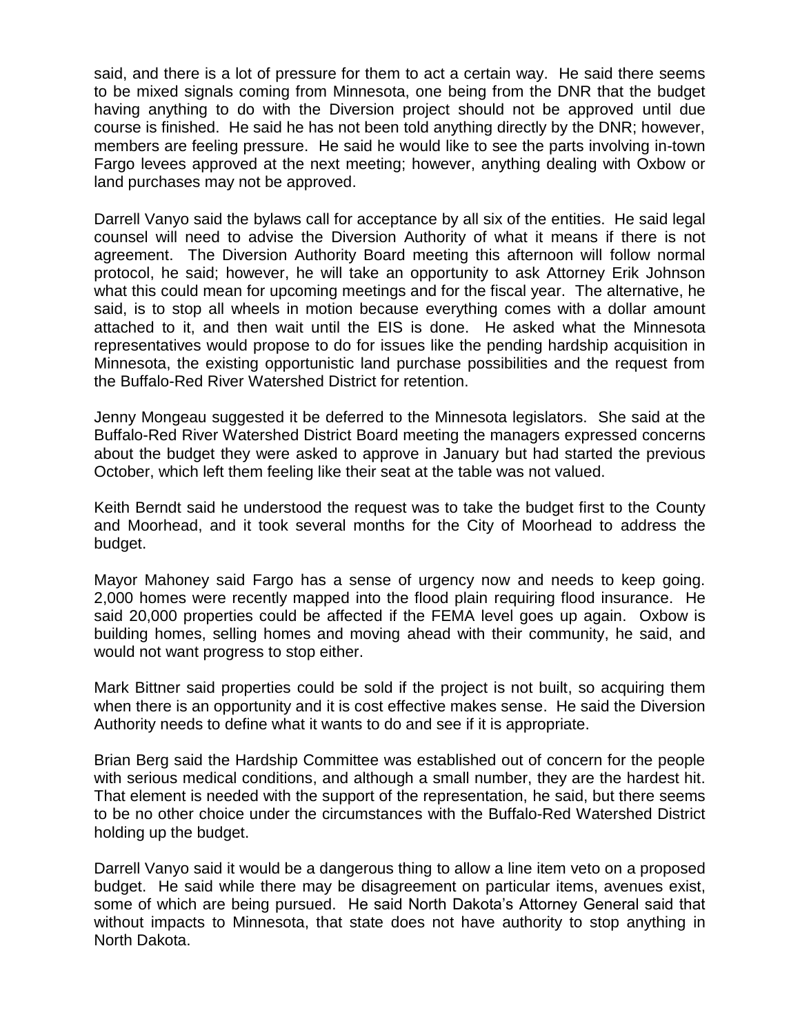said, and there is a lot of pressure for them to act a certain way. He said there seems to be mixed signals coming from Minnesota, one being from the DNR that the budget having anything to do with the Diversion project should not be approved until due course is finished. He said he has not been told anything directly by the DNR; however, members are feeling pressure. He said he would like to see the parts involving in-town Fargo levees approved at the next meeting; however, anything dealing with Oxbow or land purchases may not be approved.

Darrell Vanyo said the bylaws call for acceptance by all six of the entities. He said legal counsel will need to advise the Diversion Authority of what it means if there is not agreement. The Diversion Authority Board meeting this afternoon will follow normal protocol, he said; however, he will take an opportunity to ask Attorney Erik Johnson what this could mean for upcoming meetings and for the fiscal year. The alternative, he said, is to stop all wheels in motion because everything comes with a dollar amount attached to it, and then wait until the EIS is done. He asked what the Minnesota representatives would propose to do for issues like the pending hardship acquisition in Minnesota, the existing opportunistic land purchase possibilities and the request from the Buffalo-Red River Watershed District for retention.

Jenny Mongeau suggested it be deferred to the Minnesota legislators. She said at the Buffalo-Red River Watershed District Board meeting the managers expressed concerns about the budget they were asked to approve in January but had started the previous October, which left them feeling like their seat at the table was not valued.

Keith Berndt said he understood the request was to take the budget first to the County and Moorhead, and it took several months for the City of Moorhead to address the budget.

Mayor Mahoney said Fargo has a sense of urgency now and needs to keep going. 2,000 homes were recently mapped into the flood plain requiring flood insurance. He said 20,000 properties could be affected if the FEMA level goes up again. Oxbow is building homes, selling homes and moving ahead with their community, he said, and would not want progress to stop either.

Mark Bittner said properties could be sold if the project is not built, so acquiring them when there is an opportunity and it is cost effective makes sense. He said the Diversion Authority needs to define what it wants to do and see if it is appropriate.

Brian Berg said the Hardship Committee was established out of concern for the people with serious medical conditions, and although a small number, they are the hardest hit. That element is needed with the support of the representation, he said, but there seems to be no other choice under the circumstances with the Buffalo-Red Watershed District holding up the budget.

Darrell Vanyo said it would be a dangerous thing to allow a line item veto on a proposed budget. He said while there may be disagreement on particular items, avenues exist, some of which are being pursued. He said North Dakota's Attorney General said that without impacts to Minnesota, that state does not have authority to stop anything in North Dakota.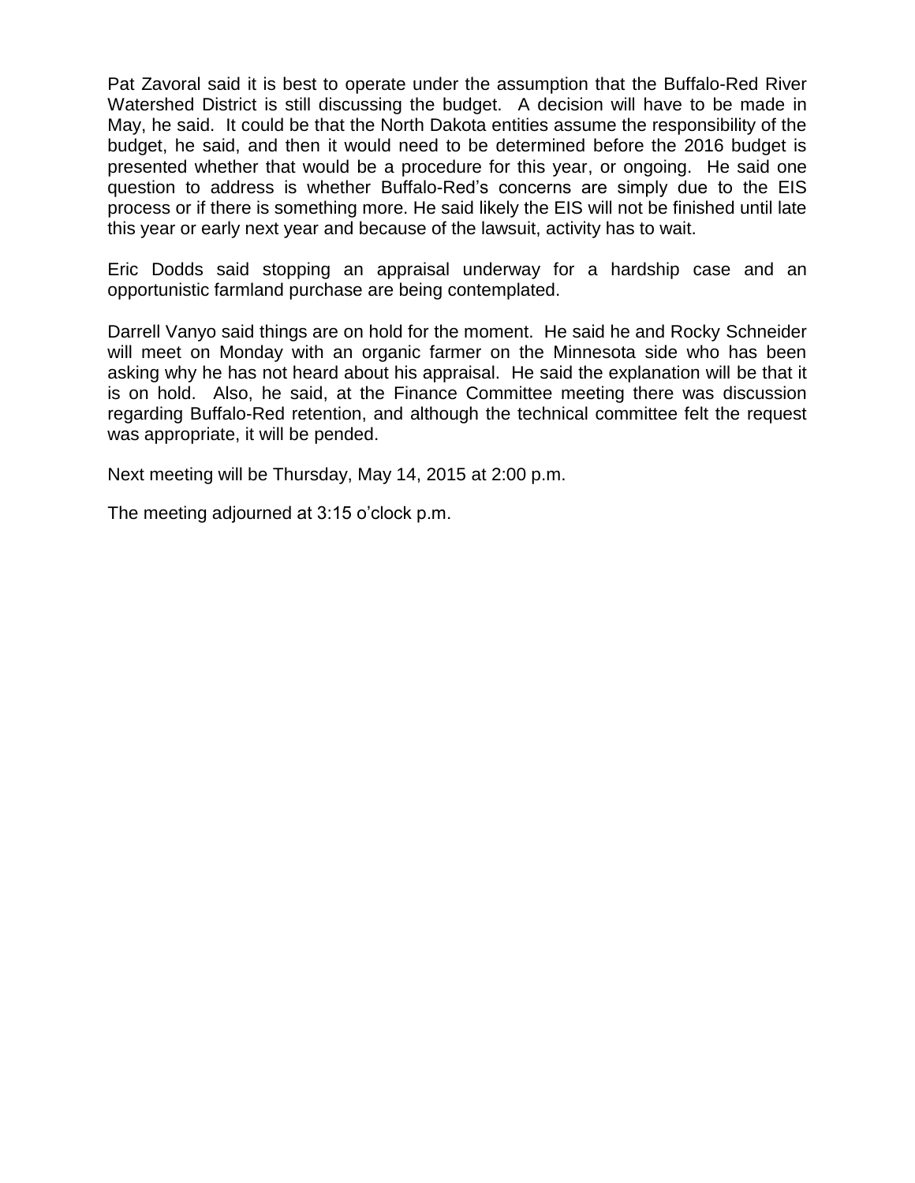Pat Zavoral said it is best to operate under the assumption that the Buffalo-Red River Watershed District is still discussing the budget. A decision will have to be made in May, he said. It could be that the North Dakota entities assume the responsibility of the budget, he said, and then it would need to be determined before the 2016 budget is presented whether that would be a procedure for this year, or ongoing. He said one question to address is whether Buffalo-Red's concerns are simply due to the EIS process or if there is something more. He said likely the EIS will not be finished until late this year or early next year and because of the lawsuit, activity has to wait.

Eric Dodds said stopping an appraisal underway for a hardship case and an opportunistic farmland purchase are being contemplated.

Darrell Vanyo said things are on hold for the moment. He said he and Rocky Schneider will meet on Monday with an organic farmer on the Minnesota side who has been asking why he has not heard about his appraisal. He said the explanation will be that it is on hold. Also, he said, at the Finance Committee meeting there was discussion regarding Buffalo-Red retention, and although the technical committee felt the request was appropriate, it will be pended.

Next meeting will be Thursday, May 14, 2015 at 2:00 p.m.

The meeting adjourned at 3:15 o'clock p.m.